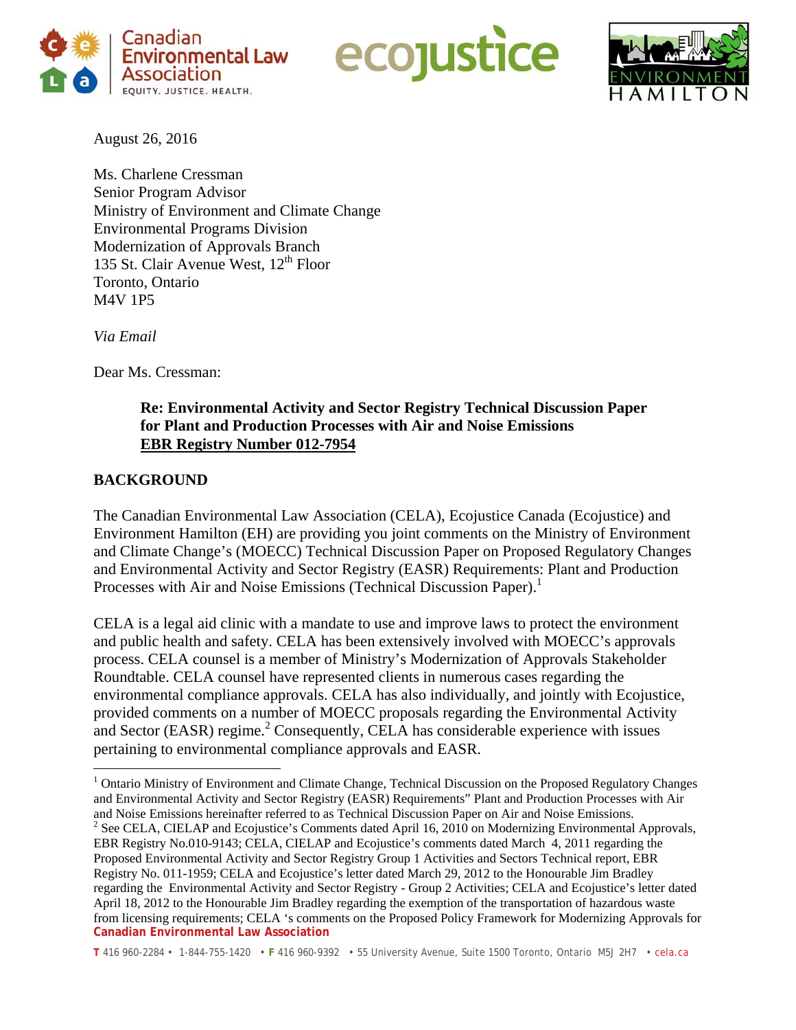August 26, 2016

Ms. Charlene Cressman
Senior Program Advisor
Ministry of Environment and Climate Change
Environmental Programs Division
Modernization of Approvals Branch
135 St. Clair Avenue West, 12th Floor
Toronto, Ontario
M4V 1P5

*Via Email*

Dear Ms. Cressman:

**Re: Environmental Activity and Sector Registry Technical Discussion Paper for Plant and Production Processes with Air and Noise Emissions**
**<u>EBR Registry Number 012-7954</u>**

## BACKGROUND

The Canadian Environmental Law Association (CELA), Ecojustice Canada (Ecojustice) and Environment Hamilton (EH) are providing you joint comments on the Ministry of Environment and Climate Change's (MOECC) Technical Discussion Paper on Proposed Regulatory Changes and Environmental Activity and Sector Registry (EASR) Requirements: Plant and Production Processes with Air and Noise Emissions (Technical Discussion Paper).[1]

CELA is a legal aid clinic with a mandate to use and improve laws to protect the environment and public health and safety. CELA has been extensively involved with MOECC's approvals process. CELA counsel is a member of Ministry's Modernization of Approvals Stakeholder Roundtable. CELA counsel have represented clients in numerous cases regarding the environmental compliance approvals. CELA has also individually, and jointly with Ecojustice, provided comments on a number of MOECC proposals regarding the Environmental Activity and Sector (EASR) regime.[2] Consequently, CELA has considerable experience with issues pertaining to environmental compliance approvals and EASR.

---

[1] Ontario Ministry of Environment and Climate Change, Technical Discussion on the Proposed Regulatory Changes and Environmental Activity and Sector Registry (EASR) Requirements" Plant and Production Processes with Air and Noise Emissions hereinafter referred to as Technical Discussion Paper on Air and Noise Emissions.

[2] See CELA, CIELAP and Ecojustice's Comments dated April 16, 2010 on Modernizing Environmental Approvals, EBR Registry No.010-9143; CELA, CIELAP and Ecojustice's comments dated March 4, 2011 regarding the Proposed Environmental Activity and Sector Registry Group 1 Activities and Sectors Technical report, EBR Registry No. 011-1959; CELA and Ecojustice's letter dated March 29, 2012 to the Honourable Jim Bradley regarding the Environmental Activity and Sector Registry - Group 2 Activities; CELA and Ecojustice's letter dated April 18, 2012 to the Honourable Jim Bradley regarding the exemption of the transportation of hazardous waste from licensing requirements; CELA 's comments on the Proposed Policy Framework for Modernizing Approvals for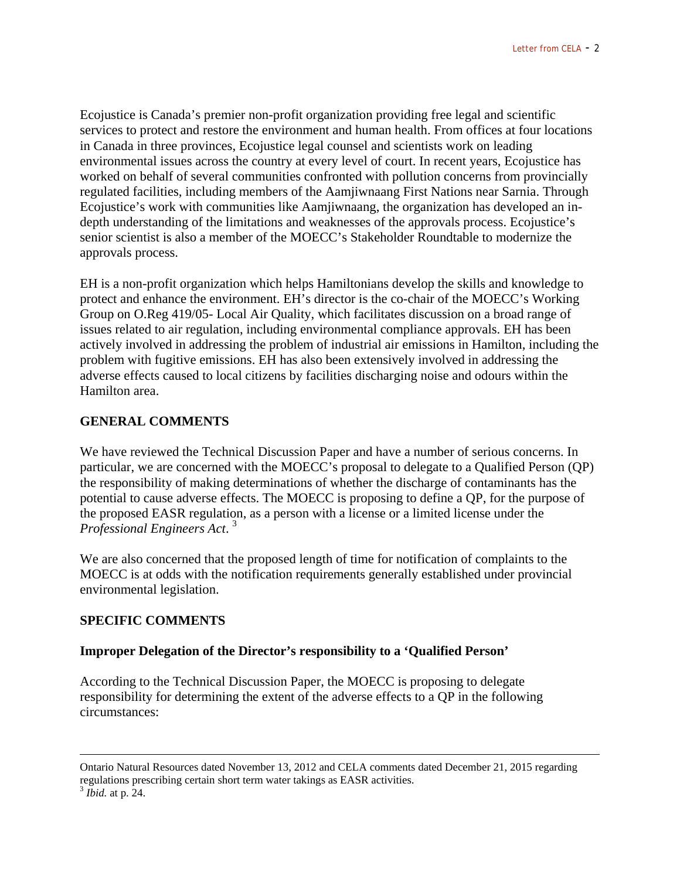Ecojustice is Canada's premier non-profit organization providing free legal and scientific services to protect and restore the environment and human health. From offices at four locations in Canada in three provinces, Ecojustice legal counsel and scientists work on leading environmental issues across the country at every level of court. In recent years, Ecojustice has worked on behalf of several communities confronted with pollution concerns from provincially regulated facilities, including members of the Aamjiwnaang First Nations near Sarnia. Through Ecojustice's work with communities like Aamjiwnaang, the organization has developed an in-depth understanding of the limitations and weaknesses of the approvals process. Ecojustice's senior scientist is also a member of the MOECC's Stakeholder Roundtable to modernize the approvals process.

EH is a non-profit organization which helps Hamiltonians develop the skills and knowledge to protect and enhance the environment. EH's director is the co-chair of the MOECC's Working Group on O.Reg 419/05- Local Air Quality, which facilitates discussion on a broad range of issues related to air regulation, including environmental compliance approvals. EH has been actively involved in addressing the problem of industrial air emissions in Hamilton, including the problem with fugitive emissions. EH has also been extensively involved in addressing the adverse effects caused to local citizens by facilities discharging noise and odours within the Hamilton area.

## GENERAL COMMENTS

We have reviewed the Technical Discussion Paper and have a number of serious concerns. In particular, we are concerned with the MOECC's proposal to delegate to a Qualified Person (QP) the responsibility of making determinations of whether the discharge of contaminants has the potential to cause adverse effects. The MOECC is proposing to define a QP, for the purpose of the proposed EASR regulation, as a person with a license or a limited license under the *Professional Engineers Act*.[3]

We are also concerned that the proposed length of time for notification of complaints to the MOECC is at odds with the notification requirements generally established under provincial environmental legislation.

## SPECIFIC COMMENTS

### Improper Delegation of the Director's responsibility to a 'Qualified Person'

According to the Technical Discussion Paper, the MOECC is proposing to delegate responsibility for determining the extent of the adverse effects to a QP in the following circumstances:

---

Ontario Natural Resources dated November 13, 2012 and CELA comments dated December 21, 2015 regarding regulations prescribing certain short term water takings as EASR activities.

[3] *Ibid.* at p. 24.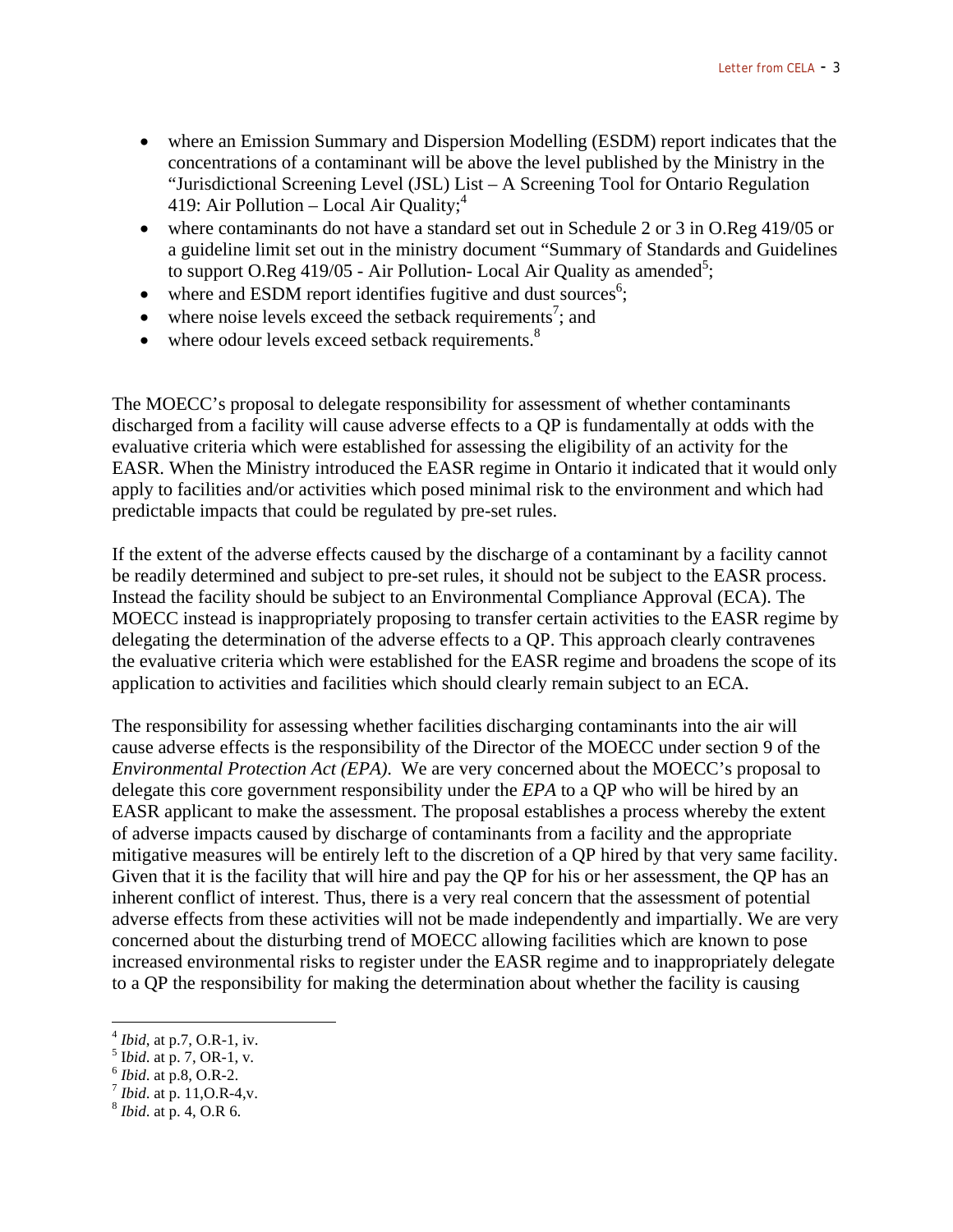- where an Emission Summary and Dispersion Modelling (ESDM) report indicates that the concentrations of a contaminant will be above the level published by the Ministry in the "Jurisdictional Screening Level (JSL) List – A Screening Tool for Ontario Regulation 419: Air Pollution – Local Air Quality;[4]
- where contaminants do not have a standard set out in Schedule 2 or 3 in O.Reg 419/05 or a guideline limit set out in the ministry document "Summary of Standards and Guidelines to support O.Reg 419/05 - Air Pollution- Local Air Quality as amended[5];
- where and ESDM report identifies fugitive and dust sources[6];
- where noise levels exceed the setback requirements[7]; and
- where odour levels exceed setback requirements.[8]

The MOECC's proposal to delegate responsibility for assessment of whether contaminants discharged from a facility will cause adverse effects to a QP is fundamentally at odds with the evaluative criteria which were established for assessing the eligibility of an activity for the EASR. When the Ministry introduced the EASR regime in Ontario it indicated that it would only apply to facilities and/or activities which posed minimal risk to the environment and which had predictable impacts that could be regulated by pre-set rules.

If the extent of the adverse effects caused by the discharge of a contaminant by a facility cannot be readily determined and subject to pre-set rules, it should not be subject to the EASR process. Instead the facility should be subject to an Environmental Compliance Approval (ECA). The MOECC instead is inappropriately proposing to transfer certain activities to the EASR regime by delegating the determination of the adverse effects to a QP. This approach clearly contravenes the evaluative criteria which were established for the EASR regime and broadens the scope of its application to activities and facilities which should clearly remain subject to an ECA.

The responsibility for assessing whether facilities discharging contaminants into the air will cause adverse effects is the responsibility of the Director of the MOECC under section 9 of the *Environmental Protection Act (EPA).* We are very concerned about the MOECC's proposal to delegate this core government responsibility under the *EPA* to a QP who will be hired by an EASR applicant to make the assessment. The proposal establishes a process whereby the extent of adverse impacts caused by discharge of contaminants from a facility and the appropriate mitigative measures will be entirely left to the discretion of a QP hired by that very same facility. Given that it is the facility that will hire and pay the QP for his or her assessment, the QP has an inherent conflict of interest. Thus, there is a very real concern that the assessment of potential adverse effects from these activities will not be made independently and impartially. We are very concerned about the disturbing trend of MOECC allowing facilities which are known to pose increased environmental risks to register under the EASR regime and to inappropriately delegate to a QP the responsibility for making the determination about whether the facility is causing

---

[4] *Ibid*, at p.7, O.R-1, iv.
[5] I*bid*. at p. 7, OR-1, v.
[6] *Ibid*. at p.8, O.R-2.
[7] *Ibid*. at p. 11,O.R-4,v.
[8] *Ibid*. at p. 4, O.R 6.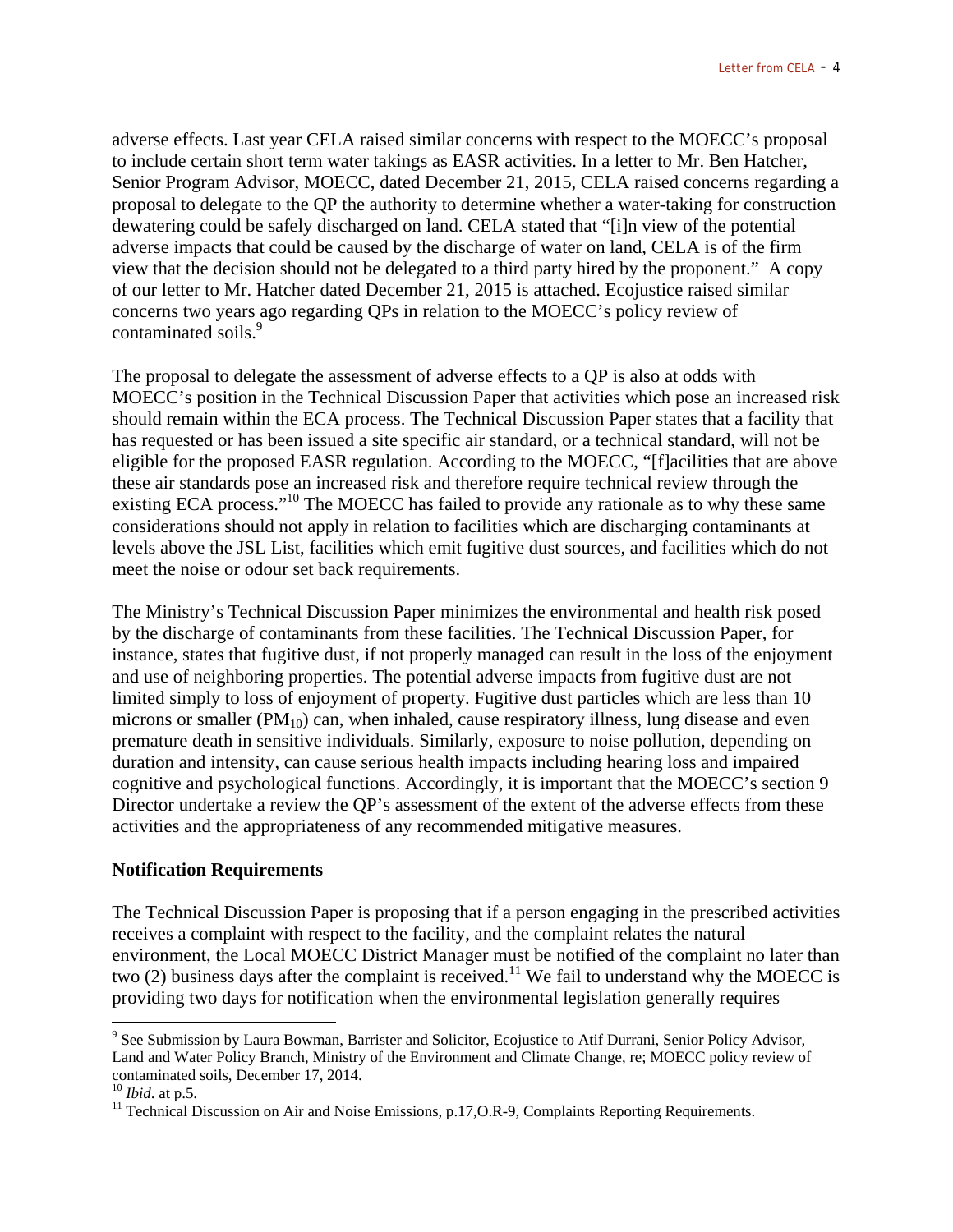adverse effects. Last year CELA raised similar concerns with respect to the MOECC's proposal to include certain short term water takings as EASR activities. In a letter to Mr. Ben Hatcher, Senior Program Advisor, MOECC, dated December 21, 2015, CELA raised concerns regarding a proposal to delegate to the QP the authority to determine whether a water-taking for construction dewatering could be safely discharged on land. CELA stated that "[i]n view of the potential adverse impacts that could be caused by the discharge of water on land, CELA is of the firm view that the decision should not be delegated to a third party hired by the proponent." A copy of our letter to Mr. Hatcher dated December 21, 2015 is attached. Ecojustice raised similar concerns two years ago regarding QPs in relation to the MOECC's policy review of contaminated soils.[9]

The proposal to delegate the assessment of adverse effects to a QP is also at odds with MOECC's position in the Technical Discussion Paper that activities which pose an increased risk should remain within the ECA process. The Technical Discussion Paper states that a facility that has requested or has been issued a site specific air standard, or a technical standard, will not be eligible for the proposed EASR regulation. According to the MOECC, "[f]acilities that are above these air standards pose an increased risk and therefore require technical review through the existing ECA process."[10] The MOECC has failed to provide any rationale as to why these same considerations should not apply in relation to facilities which are discharging contaminants at levels above the JSL List, facilities which emit fugitive dust sources, and facilities which do not meet the noise or odour set back requirements.

The Ministry's Technical Discussion Paper minimizes the environmental and health risk posed by the discharge of contaminants from these facilities. The Technical Discussion Paper, for instance, states that fugitive dust, if not properly managed can result in the loss of the enjoyment and use of neighboring properties. The potential adverse impacts from fugitive dust are not limited simply to loss of enjoyment of property. Fugitive dust particles which are less than 10 microns or smaller ($PM_{10}$) can, when inhaled, cause respiratory illness, lung disease and even premature death in sensitive individuals. Similarly, exposure to noise pollution, depending on duration and intensity, can cause serious health impacts including hearing loss and impaired cognitive and psychological functions. Accordingly, it is important that the MOECC's section 9 Director undertake a review the QP's assessment of the extent of the adverse effects from these activities and the appropriateness of any recommended mitigative measures.

**Notification Requirements**

The Technical Discussion Paper is proposing that if a person engaging in the prescribed activities receives a complaint with respect to the facility, and the complaint relates the natural environment, the Local MOECC District Manager must be notified of the complaint no later than two (2) business days after the complaint is received.[11] We fail to understand why the MOECC is providing two days for notification when the environmental legislation generally requires

---

[9] See Submission by Laura Bowman, Barrister and Solicitor, Ecojustice to Atif Durrani, Senior Policy Advisor, Land and Water Policy Branch, Ministry of the Environment and Climate Change, re; MOECC policy review of contaminated soils, December 17, 2014.

[10] *Ibid*. at p.5.

[11] Technical Discussion on Air and Noise Emissions, p.17,O.R-9, Complaints Reporting Requirements.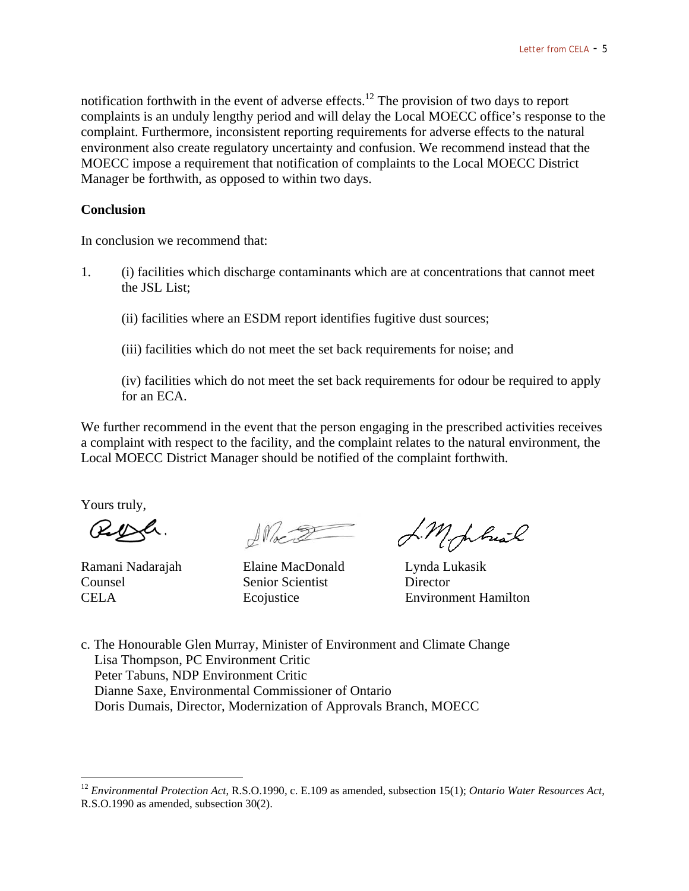notification forthwith in the event of adverse effects.[12] The provision of two days to report complaints is an unduly lengthy period and will delay the Local MOECC office's response to the complaint. Furthermore, inconsistent reporting requirements for adverse effects to the natural environment also create regulatory uncertainty and confusion. We recommend instead that the MOECC impose a requirement that notification of complaints to the Local MOECC District Manager be forthwith, as opposed to within two days.

**Conclusion**

In conclusion we recommend that:

1. (i) facilities which discharge contaminants which are at concentrations that cannot meet the JSL List;

   (ii) facilities where an ESDM report identifies fugitive dust sources;

   (iii) facilities which do not meet the set back requirements for noise; and

   (iv) facilities which do not meet the set back requirements for odour be required to apply for an ECA.

We further recommend in the event that the person engaging in the prescribed activities receives a complaint with respect to the facility, and the complaint relates to the natural environment, the Local MOECC District Manager should be notified of the complaint forthwith.

Yours truly,

| | | |
|---|---|---|
| Ramani Nadarajah | Elaine MacDonald | Lynda Lukasik |
| Counsel | Senior Scientist | Director |
| CELA | Ecojustice | Environment Hamilton |

c. The Honourable Glen Murray, Minister of Environment and Climate Change
Lisa Thompson, PC Environment Critic
Peter Tabuns, NDP Environment Critic
Dianne Saxe, Environmental Commissioner of Ontario
Doris Dumais, Director, Modernization of Approvals Branch, MOECC

[12] *Environmental Protection Act*, R.S.O.1990, c. E.109 as amended, subsection 15(1); *Ontario Water Resources Act*, R.S.O.1990 as amended, subsection 30(2).